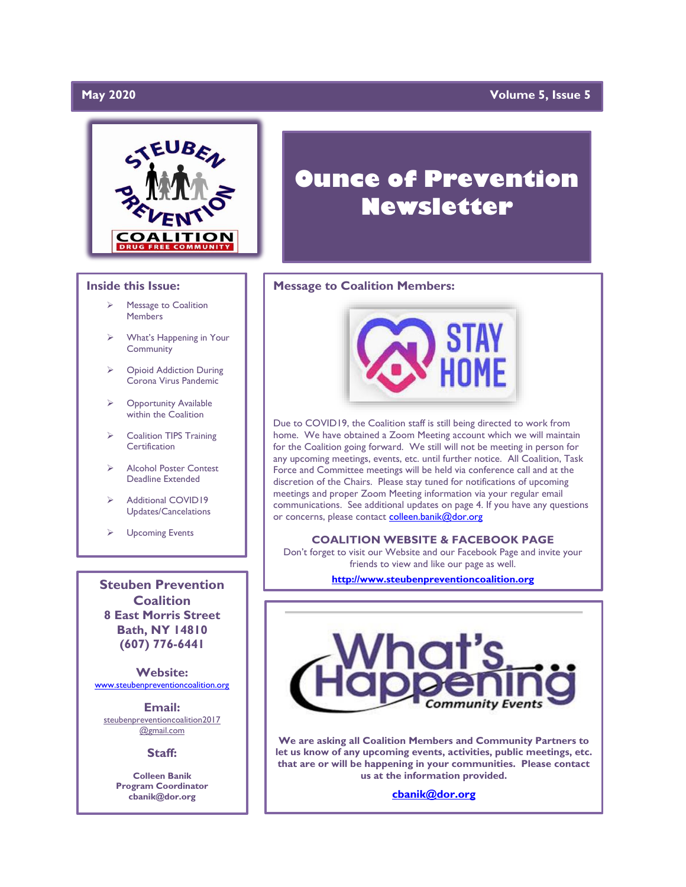May 2020 — Volume 5, Issue 5

# Ounce of Prevention Newsletter

## Message to Coalition Members:

STAY HOME

Due to COVID19, the Coalition staff is still being directed to work from home. We have obtained a Zoom Meeting account which we will maintain for the Coalition going forward. We still will not be meeting in person for any upcoming meetings, events, etc. until further notice. All Coalition, Task Force and Committee meetings will be held via conference call and at the discretion of the Chairs. Please stay tuned for notifications of upcoming meetings and proper Zoom Meeting information via your regular email communications. See additional updates on page 4. If you have any questions or concerns, please contact colleen.banik@dor.org

**COALITION WEBSITE & FACEBOOK PAGE**

Don't forget to visit our Website and our Facebook Page and invite your friends to view and like our page as well.

**http://www.steubenpreventioncoalition.org**

## What's Happening Community Events

**We are asking all Coalition Members and Community Partners to let us know of any upcoming events, activities, public meetings, etc. that are or will be happening in your communities. Please contact us at the information provided.**

**cbanik@dor.org**

## Inside this Issue:

- Message to Coalition Members
- What's Happening in Your Community
- Opioid Addiction During Corona Virus Pandemic
- Opportunity Available within the Coalition
- Coalition TIPS Training Certification
- Alcohol Poster Contest Deadline Extended
- Additional COVID19 Updates/Cancelations
- Upcoming Events

**Steuben Prevention Coalition**
**8 East Morris Street**
**Bath, NY 14810**
**(607) 776-6441**

**Website:**
www.steubenpreventioncoalition.org

**Email:**
steubenpreventioncoalition2017@gmail.com

**Staff:**

**Colleen Banik**
**Program Coordinator**
**cbanik@dor.org**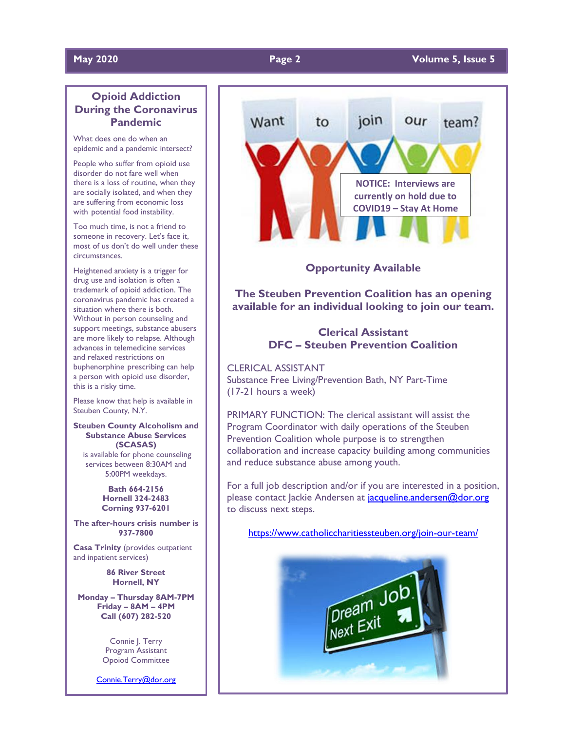## Opioid Addiction During the Coronavirus Pandemic

What does one do when an epidemic and a pandemic intersect?

People who suffer from opioid use disorder do not fare well when there is a loss of routine, when they are socially isolated, and when they are suffering from economic loss with potential food instability.

Too much time, is not a friend to someone in recovery. Let's face it, most of us don't do well under these circumstances.

Heightened anxiety is a trigger for drug use and isolation is often a trademark of opioid addiction. The coronavirus pandemic has created a situation where there is both. Without in person counseling and support meetings, substance abusers are more likely to relapse. Although advances in telemedicine services and relaxed restrictions on buphenorphine prescribing can help a person with opioid use disorder, this is a risky time.

Please know that help is available in Steuben County, N.Y.

**Steuben County Alcoholism and Substance Abuse Services (SCASAS)** is available for phone counseling services between 8:30AM and 5:00PM weekdays.

**Bath 664-2156**
**Hornell 324-2483**
**Corning 937-6201**

**The after-hours crisis number is 937-7800**

**Casa Trinity** (provides outpatient and inpatient services)

**86 River Street**
**Hornell, NY**

**Monday – Thursday 8AM-7PM**
**Friday – 8AM – 4PM**
**Call (607) 282-520**

Connie J. Terry
Program Assistant
Opioid Committee

Connie.Terry@dor.org

---

Want to join our team?

**NOTICE: Interviews are currently on hold due to COVID19 – Stay At Home**

### Opportunity Available

### The Steuben Prevention Coalition has an opening available for an individual looking to join our team.

### Clerical Assistant
### DFC – Steuben Prevention Coalition

CLERICAL ASSISTANT
Substance Free Living/Prevention Bath, NY Part-Time
(17-21 hours a week)

PRIMARY FUNCTION: The clerical assistant will assist the Program Coordinator with daily operations of the Steuben Prevention Coalition whole purpose is to strengthen collaboration and increase capacity building among communities and reduce substance abuse among youth.

For a full job description and/or if you are interested in a position, please contact Jackie Andersen at jacqueline.andersen@dor.org to discuss next steps.

https://www.catholiccharitiessteuben.org/join-our-team/

Dream Job Next Exit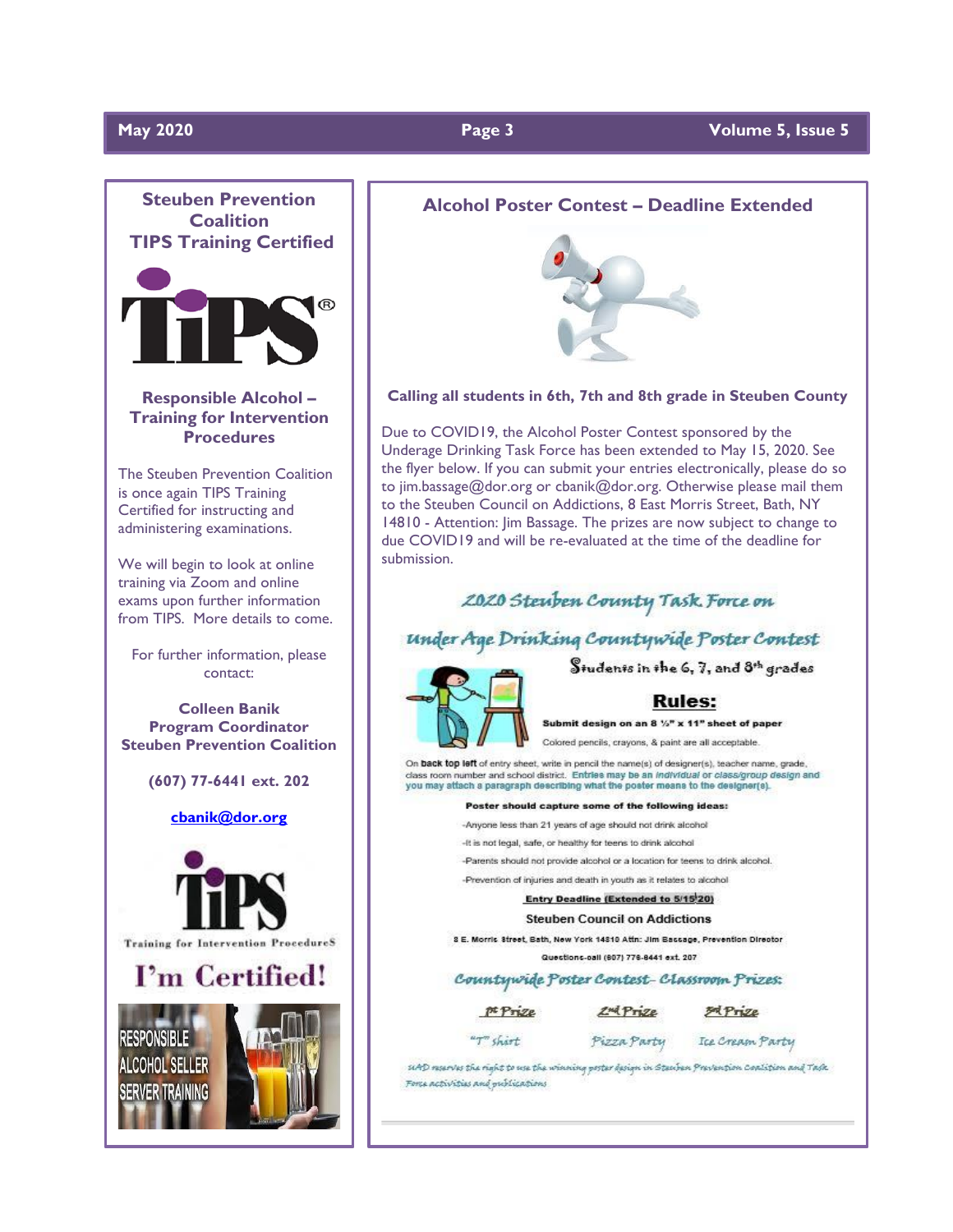## Steuben Prevention Coalition TIPS Training Certified

### Responsible Alcohol – Training for Intervention Procedures

The Steuben Prevention Coalition is once again TIPS Training Certified for instructing and administering examinations.

We will begin to look at online training via Zoom and online exams upon further information from TIPS. More details to come.

For further information, please contact:

**Colleen Banik**
**Program Coordinator**
**Steuben Prevention Coalition**

**(607) 77-6441 ext. 202**

**cbanik@dor.org**

TiPS

Training for Intervention ProcedureS

I'm Certified!

RESPONSIBLE ALCOHOL SELLER SERVER TRAINING

## Alcohol Poster Contest – Deadline Extended

**Calling all students in 6th, 7th and 8th grade in Steuben County**

Due to COVID19, the Alcohol Poster Contest sponsored by the Underage Drinking Task Force has been extended to May 15, 2020. See the flyer below. If you can submit your entries electronically, please do so to jim.bassage@dor.org or cbanik@dor.org. Otherwise please mail them to the Steuben Council on Addictions, 8 East Morris Street, Bath, NY 14810 - Attention: Jim Bassage. The prizes are now subject to change to due COVID19 and will be re-evaluated at the time of the deadline for submission.

### 2020 Steuben County Task Force on Under Age Drinking Countywide Poster Contest

Students in the 6, 7, and 8th grades

**Rules:**

**Submit design on an 8 ½" x 11" sheet of paper**

Colored pencils, crayons, & paint are all acceptable.

On **back top left** of entry sheet, write in pencil the name(s) of designer(s), teacher name, grade, class room number and school district. Entries may be an *individual* or *class/group design* and you may attach a paragraph describing what the poster means to the designer(s).

**Poster should capture some of the following ideas:**

- Anyone less than 21 years of age should not drink alcohol
- It is not legal, safe, or healthy for teens to drink alcohol
- Parents should not provide alcohol or a location for teens to drink alcohol.
- Prevention of injuries and death in youth as it relates to alcohol

**Entry Deadline (Extended to 5/15/20)**

Steuben Council on Addictions

8 E. Morris Street, Bath, New York 14810 Attn: Jim Bassage, Prevention Director

Questions-call (607) 776-6441 ext. 207

### Countywide Poster Contest- Classroom Prizes:

| 1st Prize | 2nd Prize | 3rd Prize |
| --- | --- | --- |
| "T" shirt | Pizza Party | Ice Cream Party |

UAD reserves the right to use the winning poster design in Steuben Prevention Coalition and Task Force activities and publications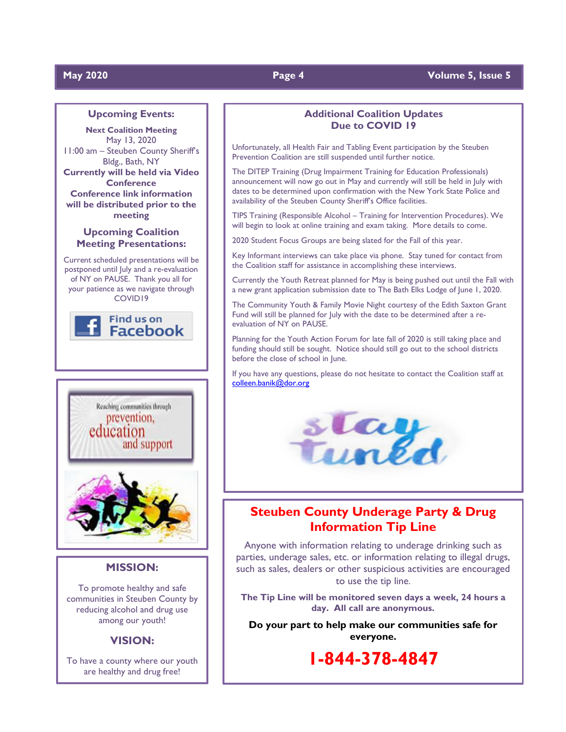## Upcoming Events:

**Next Coalition Meeting**
May 13, 2020
11:00 am – Steuben County Sheriff's Bldg., Bath, NY
**Currently will be held via Video Conference**
**Conference link information will be distributed prior to the meeting**

## Upcoming Coalition Meeting Presentations:

Current scheduled presentations will be postponed until July and a re-evaluation of NY on PAUSE. Thank you all for your patience as we navigate through COVID19

Find us on Facebook

Reaching communities through prevention, education and support

## MISSION:

To promote healthy and safe communities in Steuben County by reducing alcohol and drug use among our youth!

## VISION:

To have a county where our youth are healthy and drug free!

## Additional Coalition Updates Due to COVID 19

Unfortunately, all Health Fair and Tabling Event participation by the Steuben Prevention Coalition are still suspended until further notice.

The DITEP Training (Drug Impairment Training for Education Professionals) announcement will now go out in May and currently will still be held in July with dates to be determined upon confirmation with the New York State Police and availability of the Steuben County Sheriff's Office facilities.

TIPS Training (Responsible Alcohol – Training for Intervention Procedures). We will begin to look at online training and exam taking. More details to come.

2020 Student Focus Groups are being slated for the Fall of this year.

Key Informant interviews can take place via phone. Stay tuned for contact from the Coalition staff for assistance in accomplishing these interviews.

Currently the Youth Retreat planned for May is being pushed out until the Fall with a new grant application submission date to The Bath Elks Lodge of June 1, 2020.

The Community Youth & Family Movie Night courtesy of the Edith Saxton Grant Fund will still be planned for July with the date to be determined after a re-evaluation of NY on PAUSE.

Planning for the Youth Action Forum for late fall of 2020 is still taking place and funding should still be sought. Notice should still go out to the school districts before the close of school in June.

If you have any questions, please do not hesitate to contact the Coalition staff at colleen.banik@dor.org

stay tuned

## Steuben County Underage Party & Drug Information Tip Line

Anyone with information relating to underage drinking such as parties, underage sales, etc. or information relating to illegal drugs, such as sales, dealers or other suspicious activities are encouraged to use the tip line.

**The Tip Line will be monitored seven days a week, 24 hours a day. All call are anonymous.**

**Do your part to help make our communities safe for everyone.**

# 1-844-378-4847